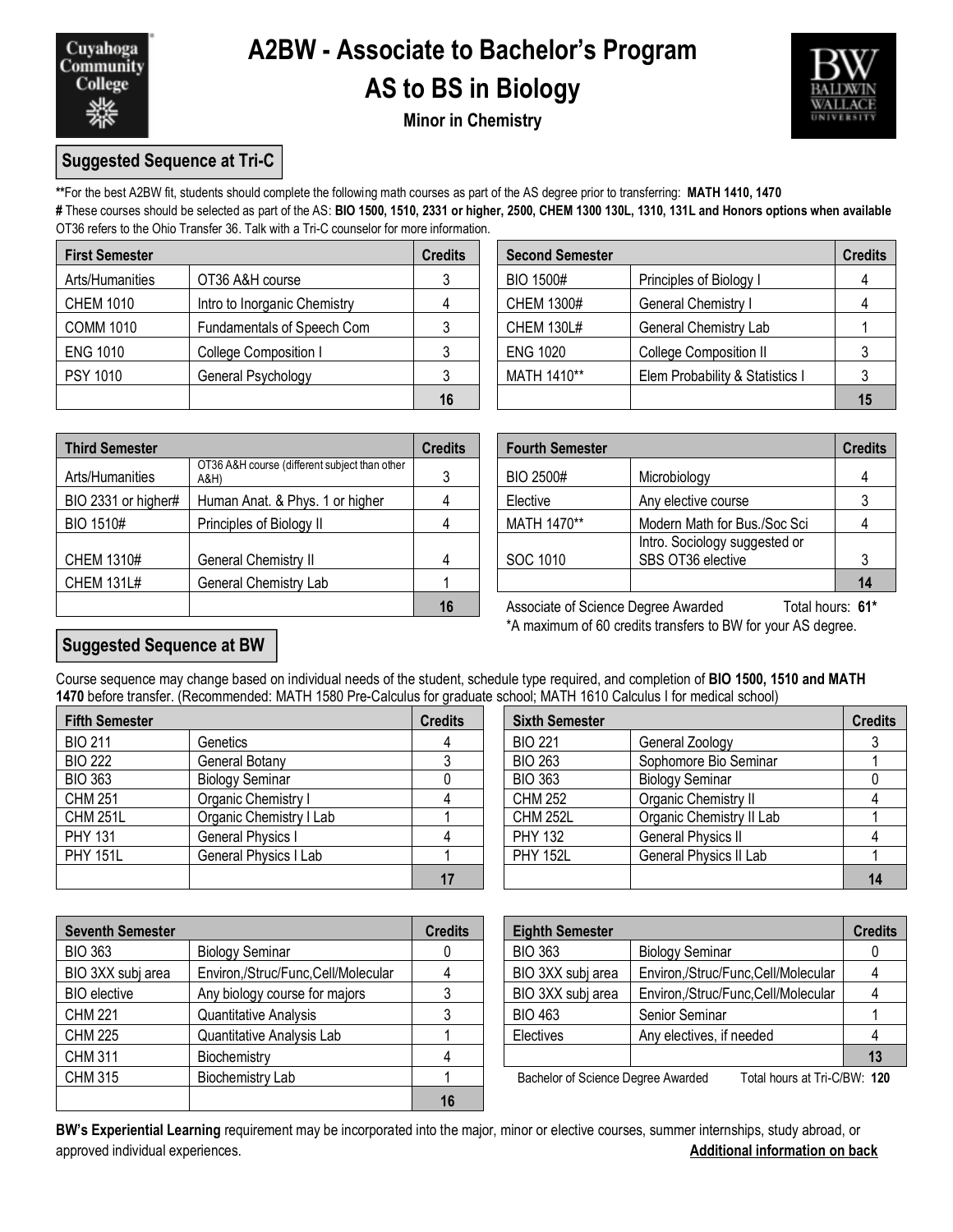Cuyahoga Community College

# A2BW - Associate to Bachelor's Program

# AS to BS in Biology

### Minor in Chemistry

BW BALDWIN WALLACE UNIVERSITY

## Suggested Sequence at Tri-C

**For the best A2BW fit, students should complete the following math courses as part of the AS degree prior to transferring: **MATH 1410, 1470**

# These courses should be selected as part of the AS: **BIO 1500, 1510, 2331 or higher, 2500, CHEM 1300 130L, 1310, 131L and Honors options when available**

OT36 refers to the Ohio Transfer 36. Talk with a Tri-C counselor for more information.

| First Semester | | Credits |
|---|---|---|
| Arts/Humanities | OT36 A&H course | 3 |
| CHEM 1010 | Intro to Inorganic Chemistry | 4 |
| COMM 1010 | Fundamentals of Speech Com | 3 |
| ENG 1010 | College Composition I | 3 |
| PSY 1010 | General Psychology | 3 |
| | | **16** |

| Second Semester | | Credits |
|---|---|---|
| BIO 1500# | Principles of Biology I | 4 |
| CHEM 1300# | General Chemistry I | 4 |
| CHEM 130L# | General Chemistry Lab | 1 |
| ENG 1020 | College Composition II | 3 |
| MATH 1410** | Elem Probability & Statistics I | 3 |
| | | **15** |

| Third Semester | | Credits |
|---|---|---|
| Arts/Humanities | OT36 A&H course (different subject than other A&H) | 3 |
| BIO 2331 or higher# | Human Anat. & Phys. 1 or higher | 4 |
| BIO 1510# | Principles of Biology II | 4 |
| CHEM 1310# | General Chemistry II | 4 |
| CHEM 131L# | General Chemistry Lab | 1 |
| | | **16** |

| Fourth Semester | | Credits |
|---|---|---|
| BIO 2500# | Microbiology | 4 |
| Elective | Any elective course | 3 |
| MATH 1470** | Modern Math for Bus./Soc Sci | 4 |
| SOC 1010 | Intro. Sociology suggested or SBS OT36 elective | 3 |
| | | **14** |

Associate of Science Degree Awarded Total hours: **61***

*A maximum of 60 credits transfers to BW for your AS degree.

## Suggested Sequence at BW

Course sequence may change based on individual needs of the student, schedule type required, and completion of **BIO 1500, 1510 and MATH 1470** before transfer. (Recommended: MATH 1580 Pre-Calculus for graduate school; MATH 1610 Calculus I for medical school)

| Fifth Semester | | Credits |
|---|---|---|
| BIO 211 | Genetics | 4 |
| BIO 222 | General Botany | 3 |
| BIO 363 | Biology Seminar | 0 |
| CHM 251 | Organic Chemistry I | 4 |
| CHM 251L | Organic Chemistry I Lab | 1 |
| PHY 131 | General Physics I | 4 |
| PHY 151L | General Physics I Lab | 1 |
| | | **17** |

| Sixth Semester | | Credits |
|---|---|---|
| BIO 221 | General Zoology | 3 |
| BIO 263 | Sophomore Bio Seminar | 1 |
| BIO 363 | Biology Seminar | 0 |
| CHM 252 | Organic Chemistry II | 4 |
| CHM 252L | Organic Chemistry II Lab | 1 |
| PHY 132 | General Physics II | 4 |
| PHY 152L | General Physics II Lab | 1 |
| | | **14** |

| Seventh Semester | | Credits |
|---|---|---|
| BIO 363 | Biology Seminar | 0 |
| BIO 3XX subj area | Environ,/Struc/Func,Cell/Molecular | 4 |
| BIO elective | Any biology course for majors | 3 |
| CHM 221 | Quantitative Analysis | 3 |
| CHM 225 | Quantitative Analysis Lab | 1 |
| CHM 311 | Biochemistry | 4 |
| CHM 315 | Biochemistry Lab | 1 |
| | | **16** |

| Eighth Semester | | Credits |
|---|---|---|
| BIO 363 | Biology Seminar | 0 |
| BIO 3XX subj area | Environ,/Struc/Func,Cell/Molecular | 4 |
| BIO 3XX subj area | Environ,/Struc/Func,Cell/Molecular | 4 |
| BIO 463 | Senior Seminar | 1 |
| Electives | Any electives, if needed | 4 |
| | | **13** |

Bachelor of Science Degree Awarded Total hours at Tri-C/BW: **120**

**BW's Experiential Learning** requirement may be incorporated into the major, minor or elective courses, summer internships, study abroad, or approved individual experiences.

**Additional information on back**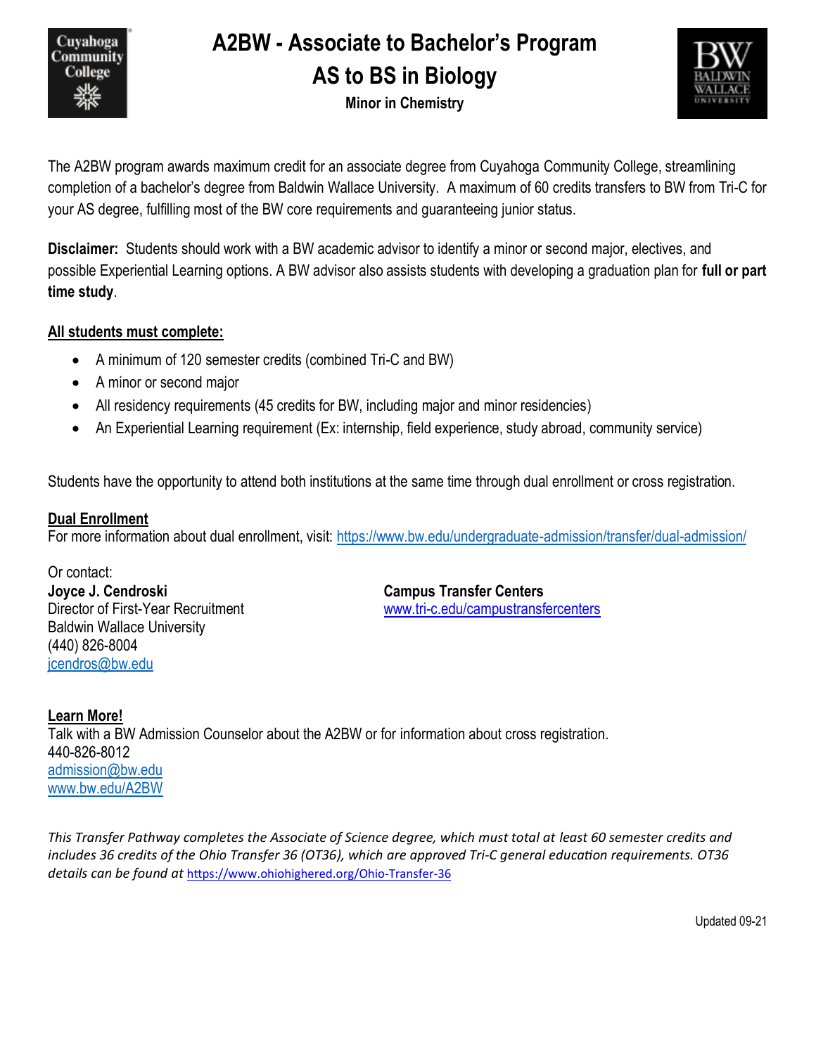# A2BW - Associate to Bachelor's Program

## AS to BS in Biology

### Minor in Chemistry

The A2BW program awards maximum credit for an associate degree from Cuyahoga Community College, streamlining completion of a bachelor's degree from Baldwin Wallace University. A maximum of 60 credits transfers to BW from Tri-C for your AS degree, fulfilling most of the BW core requirements and guaranteeing junior status.

**Disclaimer:** Students should work with a BW academic advisor to identify a minor or second major, electives, and possible Experiential Learning options. A BW advisor also assists students with developing a graduation plan for **full or part time study**.

**All students must complete:**

- A minimum of 120 semester credits (combined Tri-C and BW)
- A minor or second major
- All residency requirements (45 credits for BW, including major and minor residencies)
- An Experiential Learning requirement (Ex: internship, field experience, study abroad, community service)

Students have the opportunity to attend both institutions at the same time through dual enrollment or cross registration.

**Dual Enrollment**

For more information about dual enrollment, visit: https://www.bw.edu/undergraduate-admission/transfer/dual-admission/

Or contact:

**Joyce J. Cendroski**
Director of First-Year Recruitment
Baldwin Wallace University
(440) 826-8004
jcendros@bw.edu

**Campus Transfer Centers**
www.tri-c.edu/campustransfercenters

**Learn More!**

Talk with a BW Admission Counselor about the A2BW or for information about cross registration.
440-826-8012
admission@bw.edu
www.bw.edu/A2BW

*This Transfer Pathway completes the Associate of Science degree, which must total at least 60 semester credits and includes 36 credits of the Ohio Transfer 36 (OT36), which are approved Tri-C general education requirements. OT36 details can be found at* https://www.ohiohighered.org/Ohio-Transfer-36

Updated 09-21